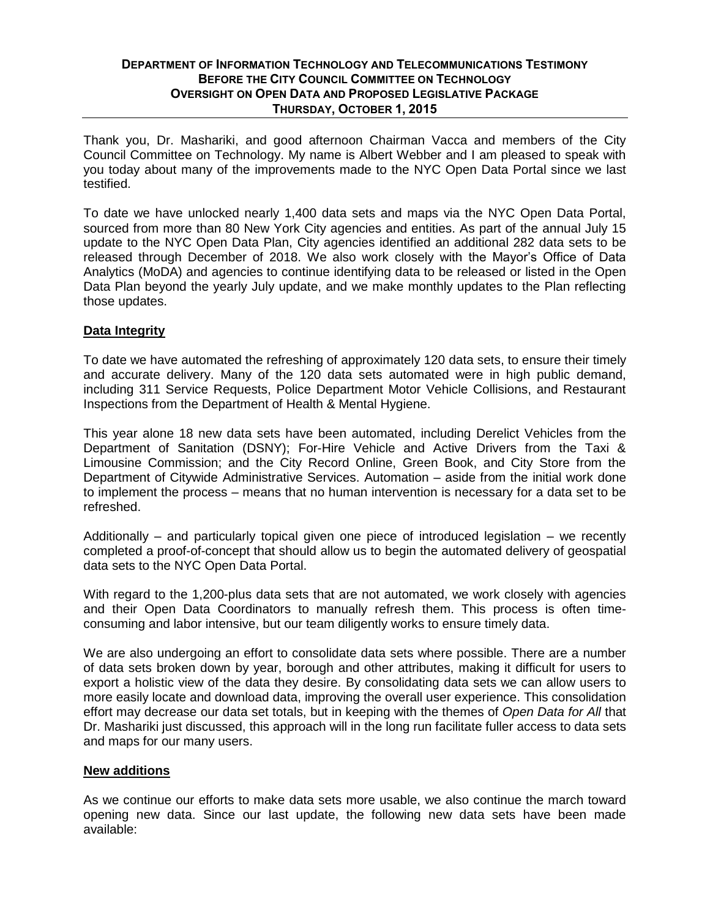**DEPARTMENT OF INFORMATION TECHNOLOGY AND TELECOMMUNICATIONS TESTIMONY**
**BEFORE THE CITY COUNCIL COMMITTEE ON TECHNOLOGY**
**OVERSIGHT ON OPEN DATA AND PROPOSED LEGISLATIVE PACKAGE**
**THURSDAY, OCTOBER 1, 2015**

Thank you, Dr. Mashariki, and good afternoon Chairman Vacca and members of the City Council Committee on Technology. My name is Albert Webber and I am pleased to speak with you today about many of the improvements made to the NYC Open Data Portal since we last testified.

To date we have unlocked nearly 1,400 data sets and maps via the NYC Open Data Portal, sourced from more than 80 New York City agencies and entities. As part of the annual July 15 update to the NYC Open Data Plan, City agencies identified an additional 282 data sets to be released through December of 2018. We also work closely with the Mayor's Office of Data Analytics (MoDA) and agencies to continue identifying data to be released or listed in the Open Data Plan beyond the yearly July update, and we make monthly updates to the Plan reflecting those updates.

## Data Integrity

To date we have automated the refreshing of approximately 120 data sets, to ensure their timely and accurate delivery. Many of the 120 data sets automated were in high public demand, including 311 Service Requests, Police Department Motor Vehicle Collisions, and Restaurant Inspections from the Department of Health & Mental Hygiene.

This year alone 18 new data sets have been automated, including Derelict Vehicles from the Department of Sanitation (DSNY); For-Hire Vehicle and Active Drivers from the Taxi & Limousine Commission; and the City Record Online, Green Book, and City Store from the Department of Citywide Administrative Services. Automation – aside from the initial work done to implement the process – means that no human intervention is necessary for a data set to be refreshed.

Additionally – and particularly topical given one piece of introduced legislation – we recently completed a proof-of-concept that should allow us to begin the automated delivery of geospatial data sets to the NYC Open Data Portal.

With regard to the 1,200-plus data sets that are not automated, we work closely with agencies and their Open Data Coordinators to manually refresh them. This process is often time-consuming and labor intensive, but our team diligently works to ensure timely data.

We are also undergoing an effort to consolidate data sets where possible. There are a number of data sets broken down by year, borough and other attributes, making it difficult for users to export a holistic view of the data they desire. By consolidating data sets we can allow users to more easily locate and download data, improving the overall user experience. This consolidation effort may decrease our data set totals, but in keeping with the themes of *Open Data for All* that Dr. Mashariki just discussed, this approach will in the long run facilitate fuller access to data sets and maps for our many users.

## New additions

As we continue our efforts to make data sets more usable, we also continue the march toward opening new data. Since our last update, the following new data sets have been made available: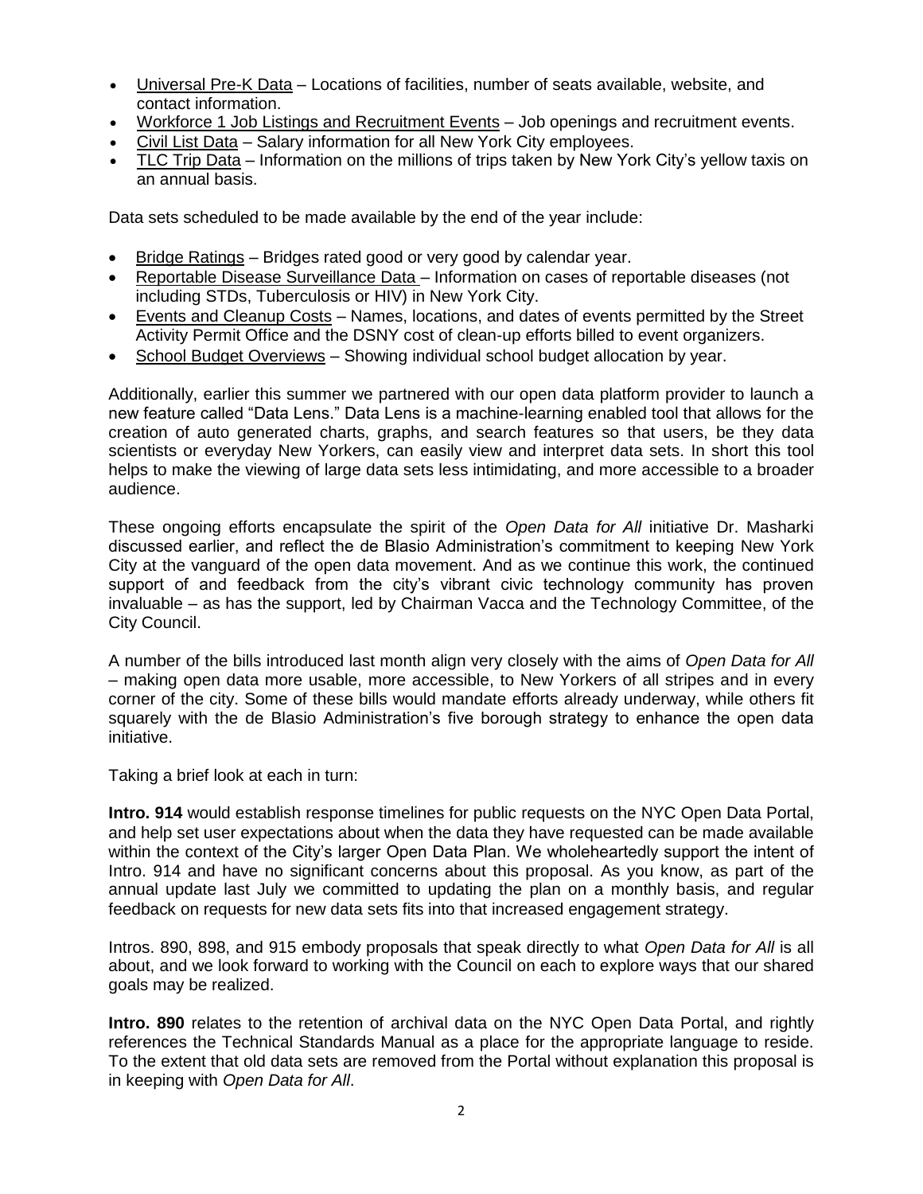- Universal Pre-K Data – Locations of facilities, number of seats available, website, and contact information.
- Workforce 1 Job Listings and Recruitment Events – Job openings and recruitment events.
- Civil List Data – Salary information for all New York City employees.
- TLC Trip Data – Information on the millions of trips taken by New York City's yellow taxis on an annual basis.

Data sets scheduled to be made available by the end of the year include:

- Bridge Ratings – Bridges rated good or very good by calendar year.
- Reportable Disease Surveillance Data – Information on cases of reportable diseases (not including STDs, Tuberculosis or HIV) in New York City.
- Events and Cleanup Costs – Names, locations, and dates of events permitted by the Street Activity Permit Office and the DSNY cost of clean-up efforts billed to event organizers.
- School Budget Overviews – Showing individual school budget allocation by year.

Additionally, earlier this summer we partnered with our open data platform provider to launch a new feature called "Data Lens." Data Lens is a machine-learning enabled tool that allows for the creation of auto generated charts, graphs, and search features so that users, be they data scientists or everyday New Yorkers, can easily view and interpret data sets. In short this tool helps to make the viewing of large data sets less intimidating, and more accessible to a broader audience.

These ongoing efforts encapsulate the spirit of the *Open Data for All* initiative Dr. Masharki discussed earlier, and reflect the de Blasio Administration's commitment to keeping New York City at the vanguard of the open data movement. And as we continue this work, the continued support of and feedback from the city's vibrant civic technology community has proven invaluable – as has the support, led by Chairman Vacca and the Technology Committee, of the City Council.

A number of the bills introduced last month align very closely with the aims of *Open Data for All* – making open data more usable, more accessible, to New Yorkers of all stripes and in every corner of the city. Some of these bills would mandate efforts already underway, while others fit squarely with the de Blasio Administration's five borough strategy to enhance the open data initiative.

Taking a brief look at each in turn:

**Intro. 914** would establish response timelines for public requests on the NYC Open Data Portal, and help set user expectations about when the data they have requested can be made available within the context of the City's larger Open Data Plan. We wholeheartedly support the intent of Intro. 914 and have no significant concerns about this proposal. As you know, as part of the annual update last July we committed to updating the plan on a monthly basis, and regular feedback on requests for new data sets fits into that increased engagement strategy.

Intros. 890, 898, and 915 embody proposals that speak directly to what *Open Data for All* is all about, and we look forward to working with the Council on each to explore ways that our shared goals may be realized.

**Intro. 890** relates to the retention of archival data on the NYC Open Data Portal, and rightly references the Technical Standards Manual as a place for the appropriate language to reside. To the extent that old data sets are removed from the Portal without explanation this proposal is in keeping with *Open Data for All*.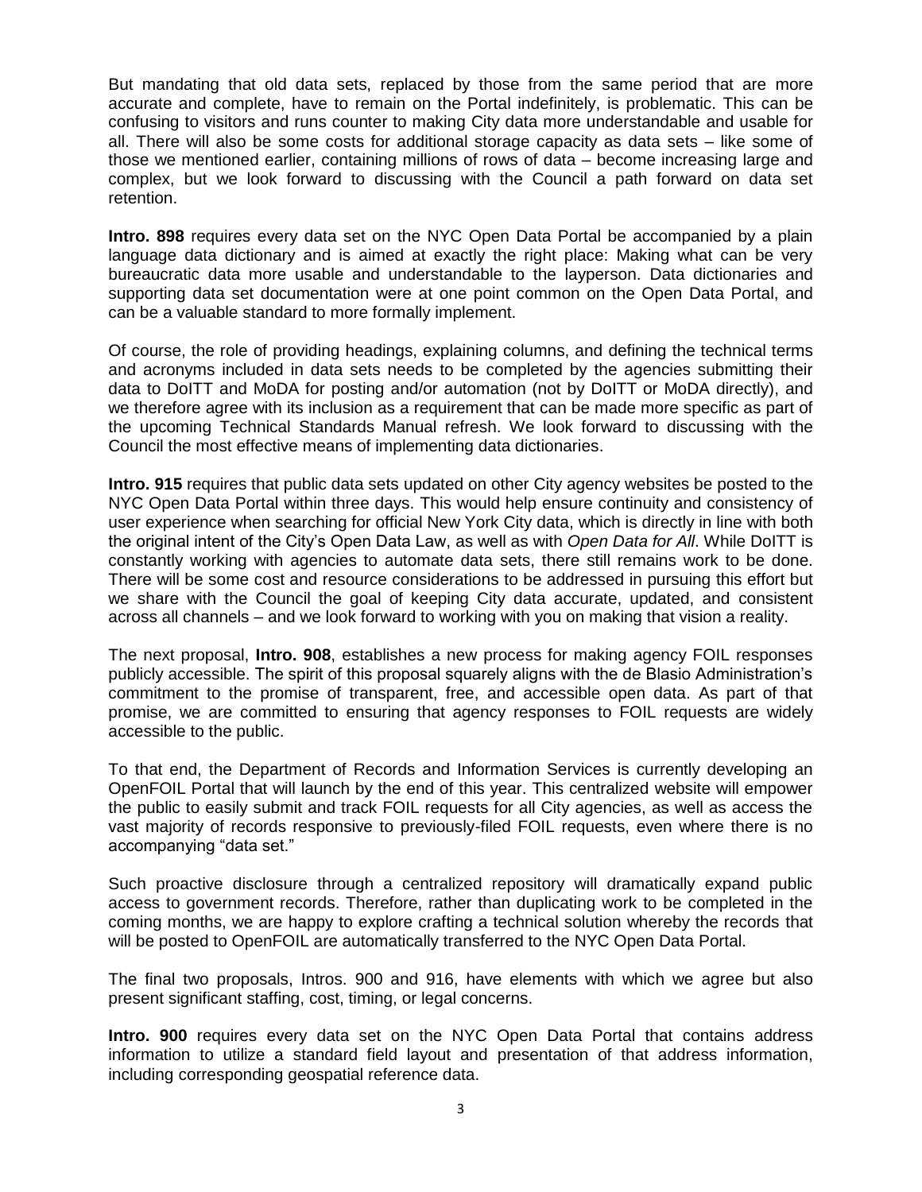But mandating that old data sets, replaced by those from the same period that are more accurate and complete, have to remain on the Portal indefinitely, is problematic. This can be confusing to visitors and runs counter to making City data more understandable and usable for all. There will also be some costs for additional storage capacity as data sets – like some of those we mentioned earlier, containing millions of rows of data – become increasing large and complex, but we look forward to discussing with the Council a path forward on data set retention.

**Intro. 898** requires every data set on the NYC Open Data Portal be accompanied by a plain language data dictionary and is aimed at exactly the right place: Making what can be very bureaucratic data more usable and understandable to the layperson. Data dictionaries and supporting data set documentation were at one point common on the Open Data Portal, and can be a valuable standard to more formally implement.

Of course, the role of providing headings, explaining columns, and defining the technical terms and acronyms included in data sets needs to be completed by the agencies submitting their data to DoITT and MoDA for posting and/or automation (not by DoITT or MoDA directly), and we therefore agree with its inclusion as a requirement that can be made more specific as part of the upcoming Technical Standards Manual refresh. We look forward to discussing with the Council the most effective means of implementing data dictionaries.

**Intro. 915** requires that public data sets updated on other City agency websites be posted to the NYC Open Data Portal within three days. This would help ensure continuity and consistency of user experience when searching for official New York City data, which is directly in line with both the original intent of the City's Open Data Law, as well as with *Open Data for All*. While DoITT is constantly working with agencies to automate data sets, there still remains work to be done. There will be some cost and resource considerations to be addressed in pursuing this effort but we share with the Council the goal of keeping City data accurate, updated, and consistent across all channels – and we look forward to working with you on making that vision a reality.

The next proposal, **Intro. 908**, establishes a new process for making agency FOIL responses publicly accessible. The spirit of this proposal squarely aligns with the de Blasio Administration's commitment to the promise of transparent, free, and accessible open data. As part of that promise, we are committed to ensuring that agency responses to FOIL requests are widely accessible to the public.

To that end, the Department of Records and Information Services is currently developing an OpenFOIL Portal that will launch by the end of this year. This centralized website will empower the public to easily submit and track FOIL requests for all City agencies, as well as access the vast majority of records responsive to previously-filed FOIL requests, even where there is no accompanying "data set."

Such proactive disclosure through a centralized repository will dramatically expand public access to government records. Therefore, rather than duplicating work to be completed in the coming months, we are happy to explore crafting a technical solution whereby the records that will be posted to OpenFOIL are automatically transferred to the NYC Open Data Portal.

The final two proposals, Intros. 900 and 916, have elements with which we agree but also present significant staffing, cost, timing, or legal concerns.

**Intro. 900** requires every data set on the NYC Open Data Portal that contains address information to utilize a standard field layout and presentation of that address information, including corresponding geospatial reference data.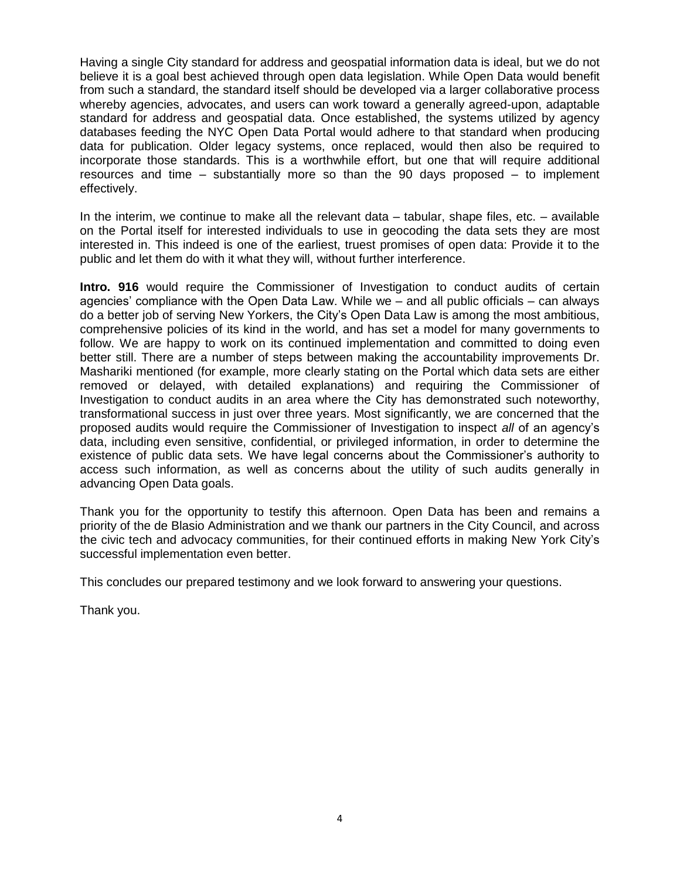Having a single City standard for address and geospatial information data is ideal, but we do not believe it is a goal best achieved through open data legislation. While Open Data would benefit from such a standard, the standard itself should be developed via a larger collaborative process whereby agencies, advocates, and users can work toward a generally agreed-upon, adaptable standard for address and geospatial data. Once established, the systems utilized by agency databases feeding the NYC Open Data Portal would adhere to that standard when producing data for publication. Older legacy systems, once replaced, would then also be required to incorporate those standards. This is a worthwhile effort, but one that will require additional resources and time – substantially more so than the 90 days proposed – to implement effectively.

In the interim, we continue to make all the relevant data – tabular, shape files, etc. – available on the Portal itself for interested individuals to use in geocoding the data sets they are most interested in. This indeed is one of the earliest, truest promises of open data: Provide it to the public and let them do with it what they will, without further interference.

**Intro. 916** would require the Commissioner of Investigation to conduct audits of certain agencies' compliance with the Open Data Law. While we – and all public officials – can always do a better job of serving New Yorkers, the City's Open Data Law is among the most ambitious, comprehensive policies of its kind in the world, and has set a model for many governments to follow. We are happy to work on its continued implementation and committed to doing even better still. There are a number of steps between making the accountability improvements Dr. Mashariki mentioned (for example, more clearly stating on the Portal which data sets are either removed or delayed, with detailed explanations) and requiring the Commissioner of Investigation to conduct audits in an area where the City has demonstrated such noteworthy, transformational success in just over three years. Most significantly, we are concerned that the proposed audits would require the Commissioner of Investigation to inspect *all* of an agency's data, including even sensitive, confidential, or privileged information, in order to determine the existence of public data sets. We have legal concerns about the Commissioner's authority to access such information, as well as concerns about the utility of such audits generally in advancing Open Data goals.

Thank you for the opportunity to testify this afternoon. Open Data has been and remains a priority of the de Blasio Administration and we thank our partners in the City Council, and across the civic tech and advocacy communities, for their continued efforts in making New York City's successful implementation even better.

This concludes our prepared testimony and we look forward to answering your questions.

Thank you.